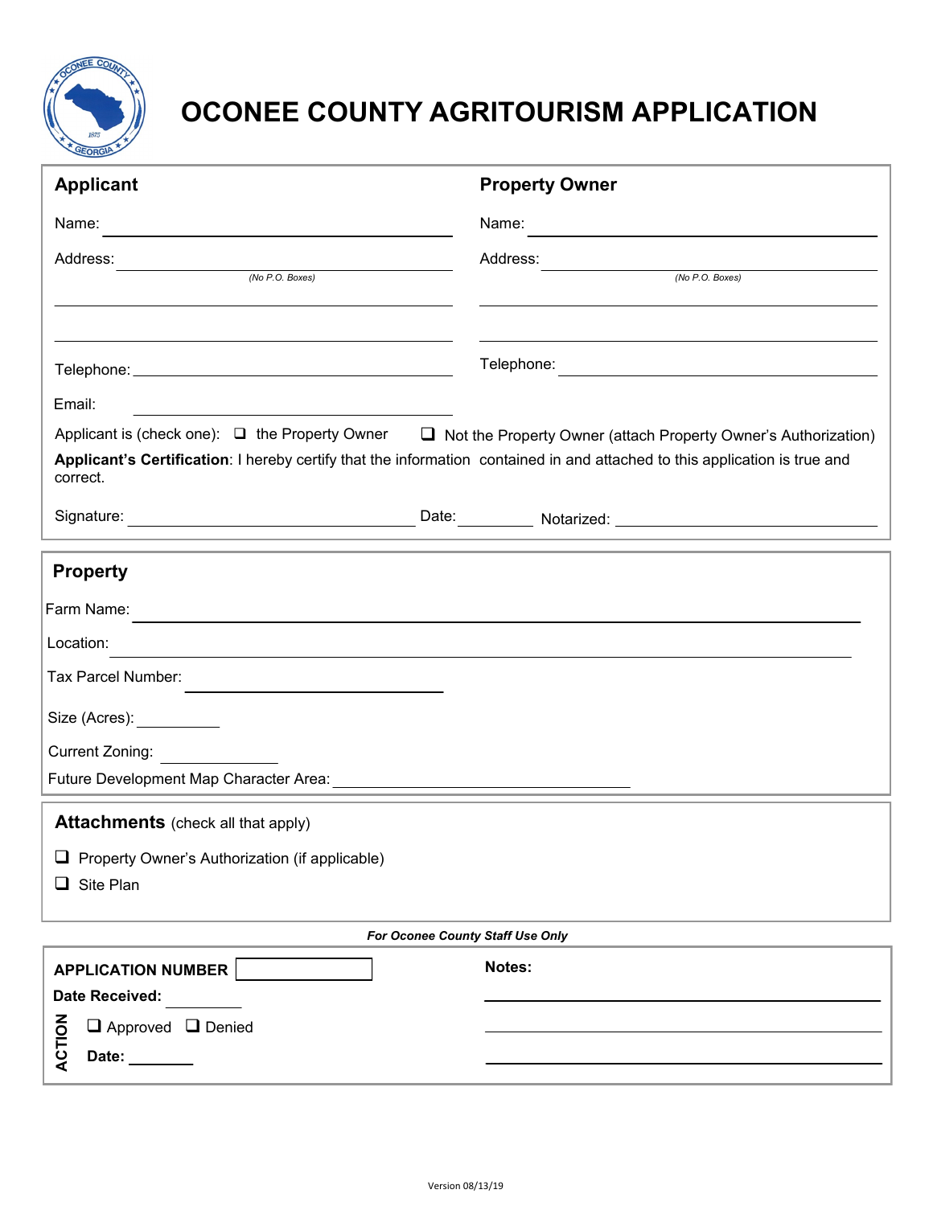# OCONEE COUNTY AGRITOURISM APPLICATION

## Applicant

Name: ______________________________

Address: ______________________________
*(No P.O. Boxes)*

______________________________

______________________________

Telephone: ______________________________

Email: ______________________________

## Property Owner

Name: ______________________________

Address: ______________________________
*(No P.O. Boxes)*

______________________________

______________________________

Telephone: ______________________________

Applicant is (check one): ❑ the Property Owner ❑ Not the Property Owner (attach Property Owner's Authorization)

**Applicant's Certification**: I hereby certify that the information contained in and attached to this application is true and correct.

Signature: ______________________________ Date: __________ Notarized: ______________________________

## Property

Farm Name: ______________________________

Location: ______________________________

Tax Parcel Number: ______________________________

Size (Acres): __________

Current Zoning: ______________

Future Development Map Character Area: ______________________________

## Attachments (check all that apply)

❑ Property Owner's Authorization (if applicable)

❑ Site Plan

***For Oconee County Staff Use Only***

**APPLICATION NUMBER** __________

**Date Received:** __________

**ACTION**

❑ Approved ❑ Denied

**Date:** ________

**Notes:**

______________________________

______________________________

______________________________

Version 08/13/19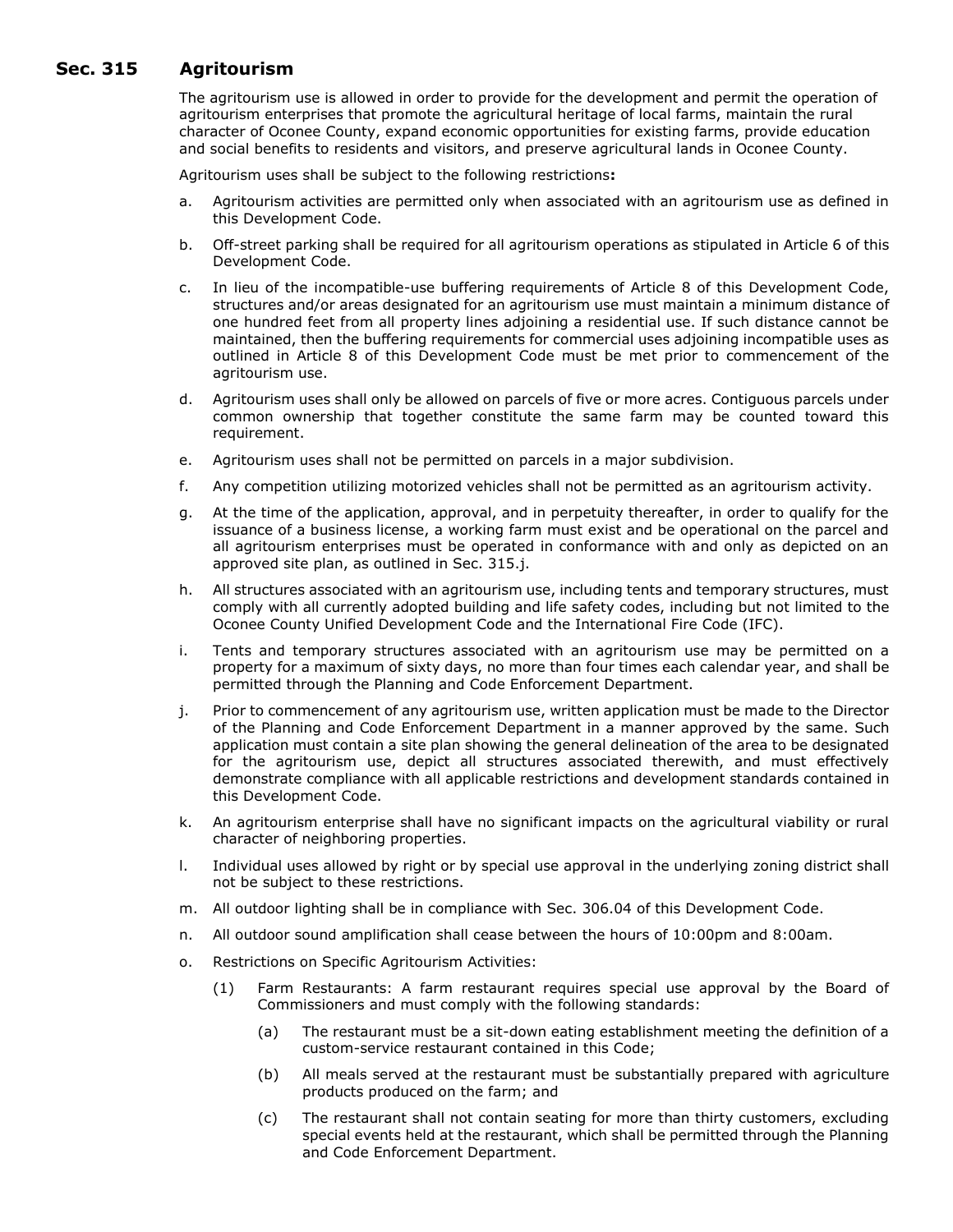## Sec. 315 Agritourism

The agritourism use is allowed in order to provide for the development and permit the operation of agritourism enterprises that promote the agricultural heritage of local farms, maintain the rural character of Oconee County, expand economic opportunities for existing farms, provide education and social benefits to residents and visitors, and preserve agricultural lands in Oconee County.

Agritourism uses shall be subject to the following restrictions**:**

a. Agritourism activities are permitted only when associated with an agritourism use as defined in this Development Code.

b. Off-street parking shall be required for all agritourism operations as stipulated in Article 6 of this Development Code.

c. In lieu of the incompatible-use buffering requirements of Article 8 of this Development Code, structures and/or areas designated for an agritourism use must maintain a minimum distance of one hundred feet from all property lines adjoining a residential use. If such distance cannot be maintained, then the buffering requirements for commercial uses adjoining incompatible uses as outlined in Article 8 of this Development Code must be met prior to commencement of the agritourism use.

d. Agritourism uses shall only be allowed on parcels of five or more acres. Contiguous parcels under common ownership that together constitute the same farm may be counted toward this requirement.

e. Agritourism uses shall not be permitted on parcels in a major subdivision.

f. Any competition utilizing motorized vehicles shall not be permitted as an agritourism activity.

g. At the time of the application, approval, and in perpetuity thereafter, in order to qualify for the issuance of a business license, a working farm must exist and be operational on the parcel and all agritourism enterprises must be operated in conformance with and only as depicted on an approved site plan, as outlined in Sec. 315.j.

h. All structures associated with an agritourism use, including tents and temporary structures, must comply with all currently adopted building and life safety codes, including but not limited to the Oconee County Unified Development Code and the International Fire Code (IFC).

i. Tents and temporary structures associated with an agritourism use may be permitted on a property for a maximum of sixty days, no more than four times each calendar year, and shall be permitted through the Planning and Code Enforcement Department.

j. Prior to commencement of any agritourism use, written application must be made to the Director of the Planning and Code Enforcement Department in a manner approved by the same. Such application must contain a site plan showing the general delineation of the area to be designated for the agritourism use, depict all structures associated therewith, and must effectively demonstrate compliance with all applicable restrictions and development standards contained in this Development Code.

k. An agritourism enterprise shall have no significant impacts on the agricultural viability or rural character of neighboring properties.

l. Individual uses allowed by right or by special use approval in the underlying zoning district shall not be subject to these restrictions.

m. All outdoor lighting shall be in compliance with Sec. 306.04 of this Development Code.

n. All outdoor sound amplification shall cease between the hours of 10:00pm and 8:00am.

o. Restrictions on Specific Agritourism Activities:

(1) Farm Restaurants: A farm restaurant requires special use approval by the Board of Commissioners and must comply with the following standards:

(a) The restaurant must be a sit-down eating establishment meeting the definition of a custom-service restaurant contained in this Code;

(b) All meals served at the restaurant must be substantially prepared with agriculture products produced on the farm; and

(c) The restaurant shall not contain seating for more than thirty customers, excluding special events held at the restaurant, which shall be permitted through the Planning and Code Enforcement Department.